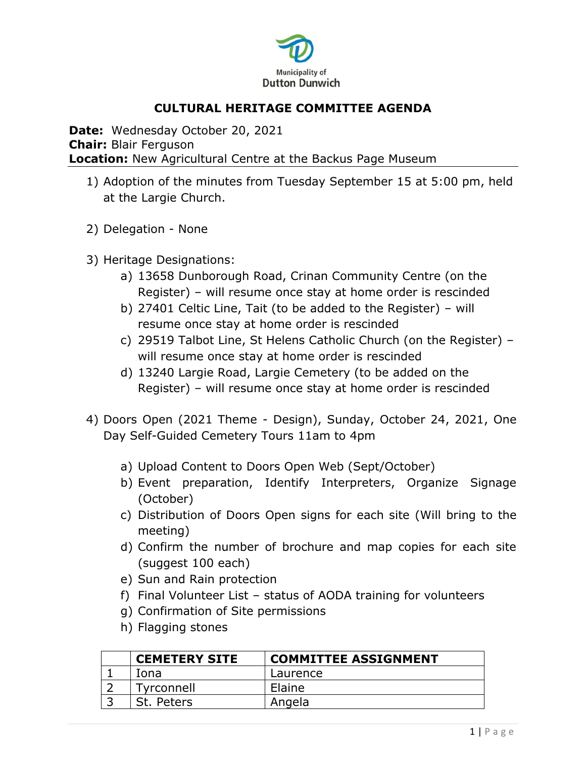Municipality of
Dutton Dunwich

# CULTURAL HERITAGE COMMITTEE AGENDA

**Date:** Wednesday October 20, 2021
**Chair:** Blair Ferguson
**Location:** New Agricultural Centre at the Backus Page Museum

1) Adoption of the minutes from Tuesday September 15 at 5:00 pm, held at the Largie Church.

2) Delegation - None

3) Heritage Designations:
   a) 13658 Dunborough Road, Crinan Community Centre (on the Register) – will resume once stay at home order is rescinded
   b) 27401 Celtic Line, Tait (to be added to the Register) – will resume once stay at home order is rescinded
   c) 29519 Talbot Line, St Helens Catholic Church (on the Register) – will resume once stay at home order is rescinded
   d) 13240 Largie Road, Largie Cemetery (to be added on the Register) – will resume once stay at home order is rescinded

4) Doors Open (2021 Theme - Design), Sunday, October 24, 2021, One Day Self-Guided Cemetery Tours 11am to 4pm

   a) Upload Content to Doors Open Web (Sept/October)
   b) Event preparation, Identify Interpreters, Organize Signage (October)
   c) Distribution of Doors Open signs for each site (Will bring to the meeting)
   d) Confirm the number of brochure and map copies for each site (suggest 100 each)
   e) Sun and Rain protection
   f) Final Volunteer List – status of AODA training for volunteers
   g) Confirmation of Site permissions
   h) Flagging stones

| | CEMETERY SITE | COMMITTEE ASSIGNMENT |
|---|---|---|
| 1 | Iona | Laurence |
| 2 | Tyrconnell | Elaine |
| 3 | St. Peters | Angela |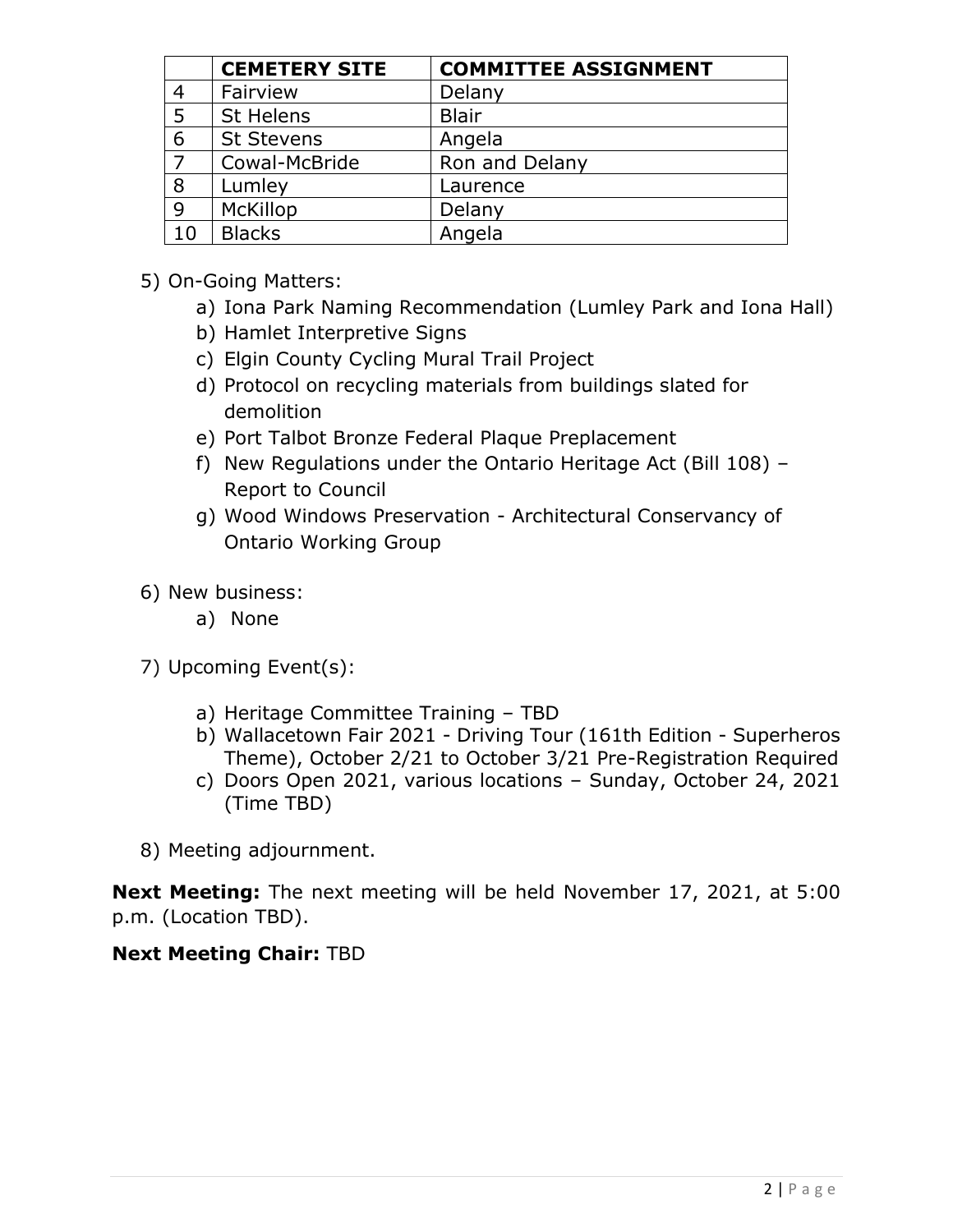| | CEMETERY SITE | COMMITTEE ASSIGNMENT |
|---|---|---|
| 4 | Fairview | Delany |
| 5 | St Helens | Blair |
| 6 | St Stevens | Angela |
| 7 | Cowal-McBride | Ron and Delany |
| 8 | Lumley | Laurence |
| 9 | McKillop | Delany |
| 10 | Blacks | Angela |

5) On-Going Matters:
   a) Iona Park Naming Recommendation (Lumley Park and Iona Hall)
   b) Hamlet Interpretive Signs
   c) Elgin County Cycling Mural Trail Project
   d) Protocol on recycling materials from buildings slated for demolition
   e) Port Talbot Bronze Federal Plaque Preplacement
   f) New Regulations under the Ontario Heritage Act (Bill 108) – Report to Council
   g) Wood Windows Preservation - Architectural Conservancy of Ontario Working Group

6) New business:
   a) None

7) Upcoming Event(s):
   a) Heritage Committee Training – TBD
   b) Wallacetown Fair 2021 - Driving Tour (161th Edition - Superheros Theme), October 2/21 to October 3/21 Pre-Registration Required
   c) Doors Open 2021, various locations – Sunday, October 24, 2021 (Time TBD)

8) Meeting adjournment.

**Next Meeting:** The next meeting will be held November 17, 2021, at 5:00 p.m. (Location TBD).

**Next Meeting Chair:** TBD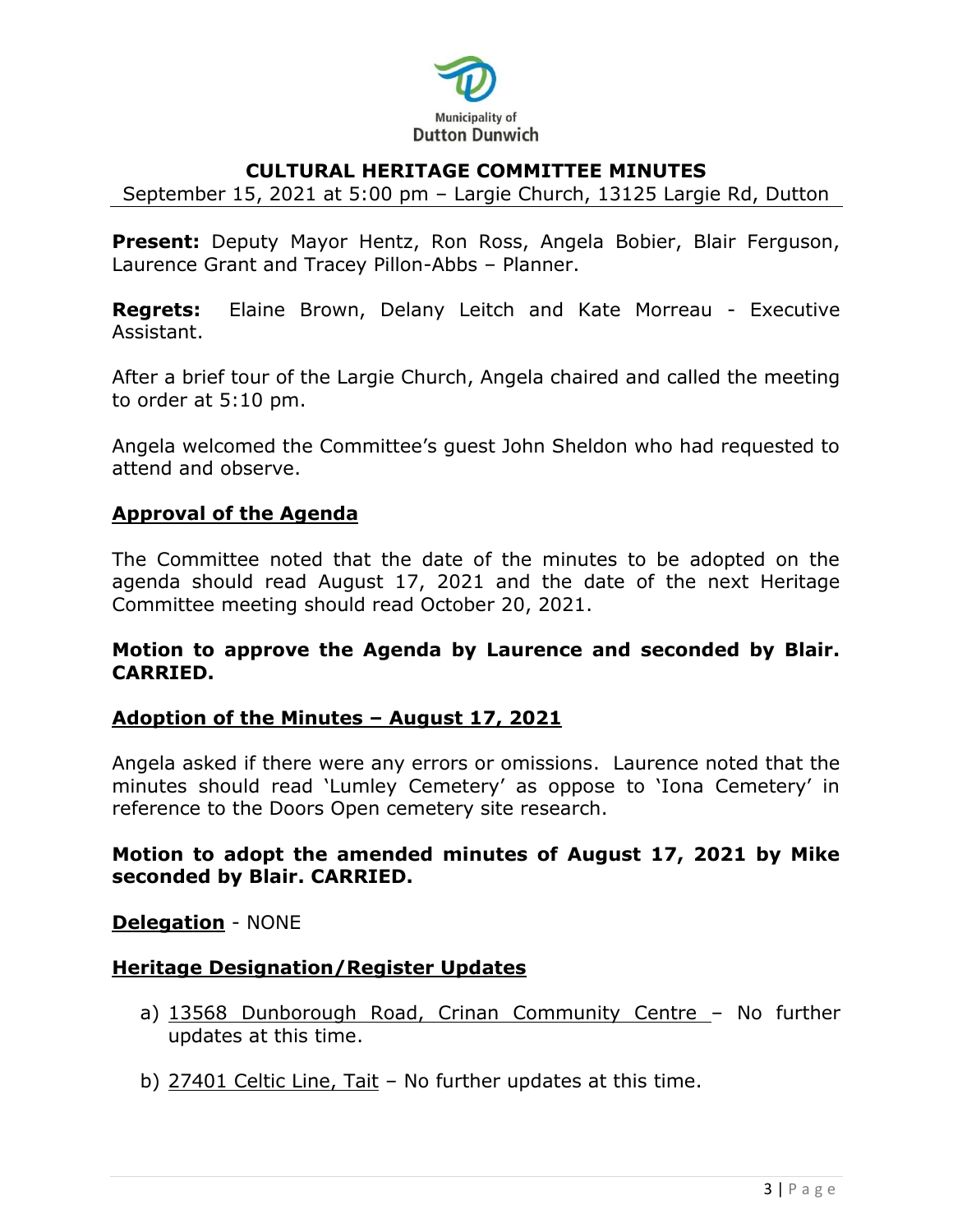Municipality of
Dutton Dunwich

# CULTURAL HERITAGE COMMITTEE MINUTES

September 15, 2021 at 5:00 pm – Largie Church, 13125 Largie Rd, Dutton

**Present:** Deputy Mayor Hentz, Ron Ross, Angela Bobier, Blair Ferguson, Laurence Grant and Tracey Pillon-Abbs – Planner.

**Regrets:** Elaine Brown, Delany Leitch and Kate Morreau - Executive Assistant.

After a brief tour of the Largie Church, Angela chaired and called the meeting to order at 5:10 pm.

Angela welcomed the Committee's guest John Sheldon who had requested to attend and observe.

## Approval of the Agenda

The Committee noted that the date of the minutes to be adopted on the agenda should read August 17, 2021 and the date of the next Heritage Committee meeting should read October 20, 2021.

**Motion to approve the Agenda by Laurence and seconded by Blair. CARRIED.**

## Adoption of the Minutes – August 17, 2021

Angela asked if there were any errors or omissions. Laurence noted that the minutes should read 'Lumley Cemetery' as oppose to 'Iona Cemetery' in reference to the Doors Open cemetery site research.

**Motion to adopt the amended minutes of August 17, 2021 by Mike seconded by Blair. CARRIED.**

**Delegation** - NONE

## Heritage Designation/Register Updates

a) 13568 Dunborough Road, Crinan Community Centre – No further updates at this time.

b) 27401 Celtic Line, Tait – No further updates at this time.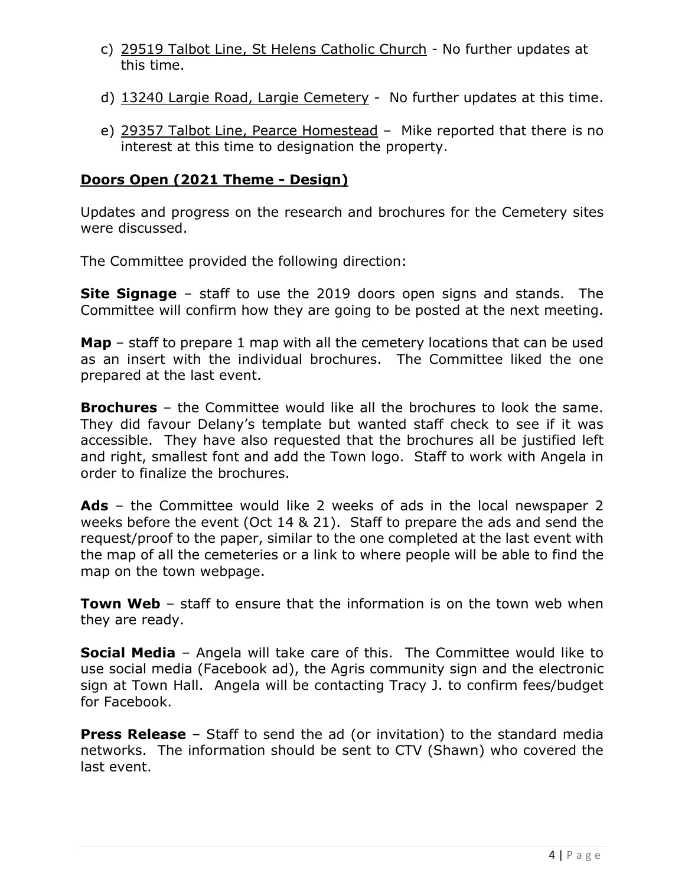c) 29519 Talbot Line, St Helens Catholic Church - No further updates at this time.

d) 13240 Largie Road, Largie Cemetery - No further updates at this time.

e) 29357 Talbot Line, Pearce Homestead – Mike reported that there is no interest at this time to designation the property.

## Doors Open (2021 Theme - Design)

Updates and progress on the research and brochures for the Cemetery sites were discussed.

The Committee provided the following direction:

**Site Signage** – staff to use the 2019 doors open signs and stands. The Committee will confirm how they are going to be posted at the next meeting.

**Map** – staff to prepare 1 map with all the cemetery locations that can be used as an insert with the individual brochures. The Committee liked the one prepared at the last event.

**Brochures** – the Committee would like all the brochures to look the same. They did favour Delany's template but wanted staff check to see if it was accessible. They have also requested that the brochures all be justified left and right, smallest font and add the Town logo. Staff to work with Angela in order to finalize the brochures.

**Ads** – the Committee would like 2 weeks of ads in the local newspaper 2 weeks before the event (Oct 14 & 21). Staff to prepare the ads and send the request/proof to the paper, similar to the one completed at the last event with the map of all the cemeteries or a link to where people will be able to find the map on the town webpage.

**Town Web** – staff to ensure that the information is on the town web when they are ready.

**Social Media** – Angela will take care of this. The Committee would like to use social media (Facebook ad), the Agris community sign and the electronic sign at Town Hall. Angela will be contacting Tracy J. to confirm fees/budget for Facebook.

**Press Release** – Staff to send the ad (or invitation) to the standard media networks. The information should be sent to CTV (Shawn) who covered the last event.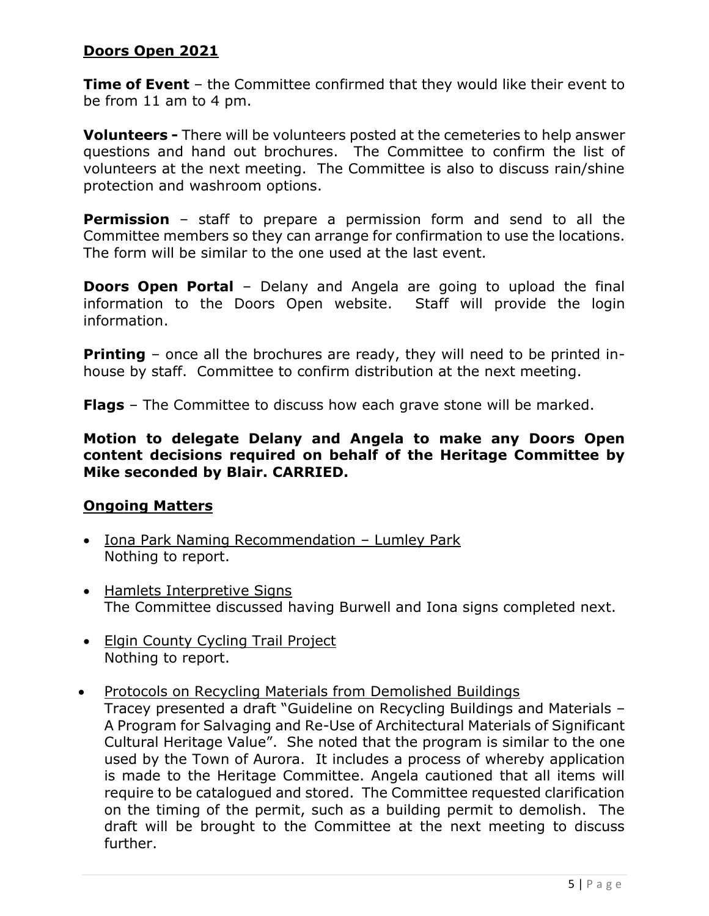## Doors Open 2021

**Time of Event** – the Committee confirmed that they would like their event to be from 11 am to 4 pm.

**Volunteers -** There will be volunteers posted at the cemeteries to help answer questions and hand out brochures. The Committee to confirm the list of volunteers at the next meeting. The Committee is also to discuss rain/shine protection and washroom options.

**Permission** – staff to prepare a permission form and send to all the Committee members so they can arrange for confirmation to use the locations. The form will be similar to the one used at the last event.

**Doors Open Portal** – Delany and Angela are going to upload the final information to the Doors Open website. Staff will provide the login information.

**Printing** – once all the brochures are ready, they will need to be printed in-house by staff. Committee to confirm distribution at the next meeting.

**Flags** – The Committee to discuss how each grave stone will be marked.

**Motion to delegate Delany and Angela to make any Doors Open content decisions required on behalf of the Heritage Committee by Mike seconded by Blair. CARRIED.**

## Ongoing Matters

- Iona Park Naming Recommendation – Lumley Park
  Nothing to report.

- Hamlets Interpretive Signs
  The Committee discussed having Burwell and Iona signs completed next.

- Elgin County Cycling Trail Project
  Nothing to report.

- Protocols on Recycling Materials from Demolished Buildings
  Tracey presented a draft "Guideline on Recycling Buildings and Materials – A Program for Salvaging and Re-Use of Architectural Materials of Significant Cultural Heritage Value". She noted that the program is similar to the one used by the Town of Aurora. It includes a process of whereby application is made to the Heritage Committee. Angela cautioned that all items will require to be catalogued and stored. The Committee requested clarification on the timing of the permit, such as a building permit to demolish. The draft will be brought to the Committee at the next meeting to discuss further.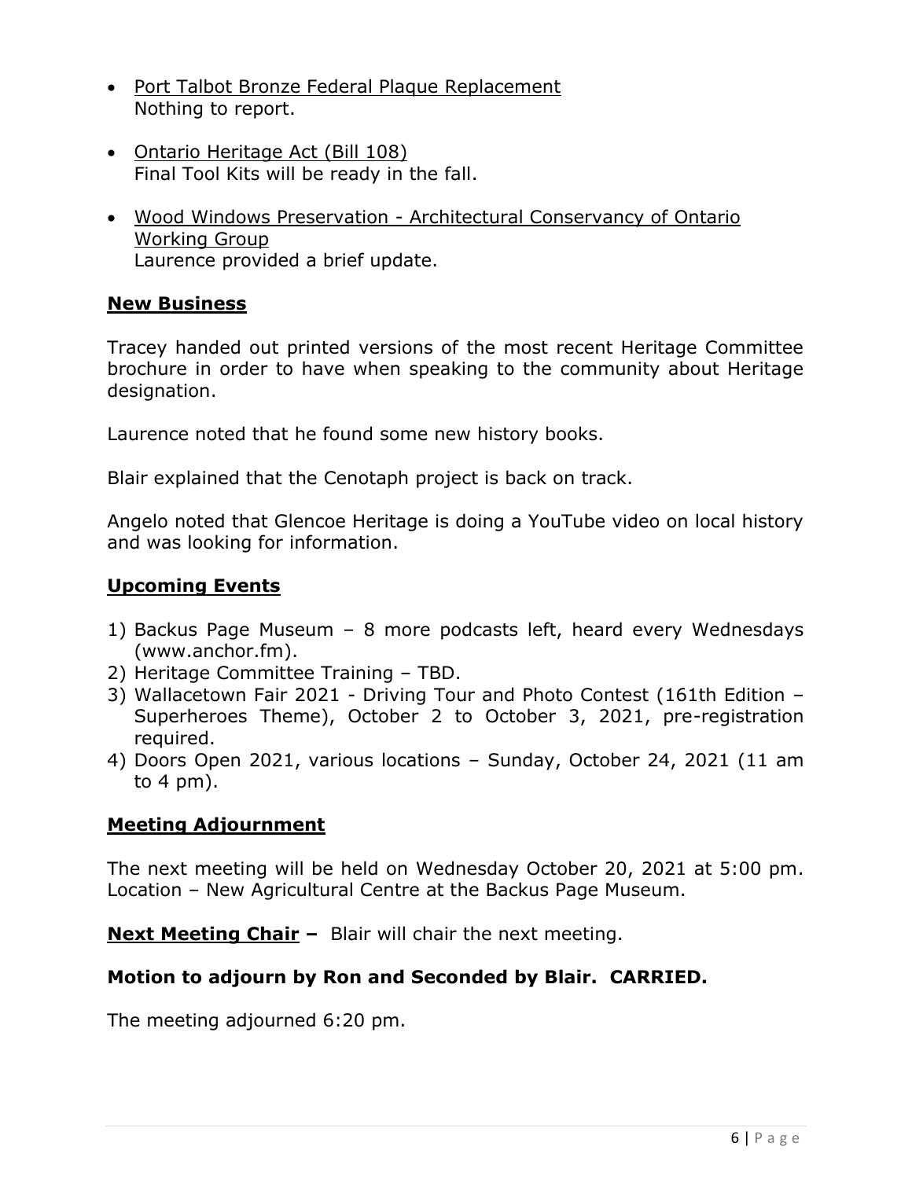- Port Talbot Bronze Federal Plaque Replacement
  Nothing to report.

- Ontario Heritage Act (Bill 108)
  Final Tool Kits will be ready in the fall.

- Wood Windows Preservation - Architectural Conservancy of Ontario Working Group
  Laurence provided a brief update.

## New Business

Tracey handed out printed versions of the most recent Heritage Committee brochure in order to have when speaking to the community about Heritage designation.

Laurence noted that he found some new history books.

Blair explained that the Cenotaph project is back on track.

Angelo noted that Glencoe Heritage is doing a YouTube video on local history and was looking for information.

## Upcoming Events

1) Backus Page Museum – 8 more podcasts left, heard every Wednesdays (www.anchor.fm).
2) Heritage Committee Training – TBD.
3) Wallacetown Fair 2021 - Driving Tour and Photo Contest (161th Edition – Superheroes Theme), October 2 to October 3, 2021, pre-registration required.
4) Doors Open 2021, various locations – Sunday, October 24, 2021 (11 am to 4 pm).

## Meeting Adjournment

The next meeting will be held on Wednesday October 20, 2021 at 5:00 pm. Location – New Agricultural Centre at the Backus Page Museum.

**Next Meeting Chair –** Blair will chair the next meeting.

**Motion to adjourn by Ron and Seconded by Blair. CARRIED.**

The meeting adjourned 6:20 pm.